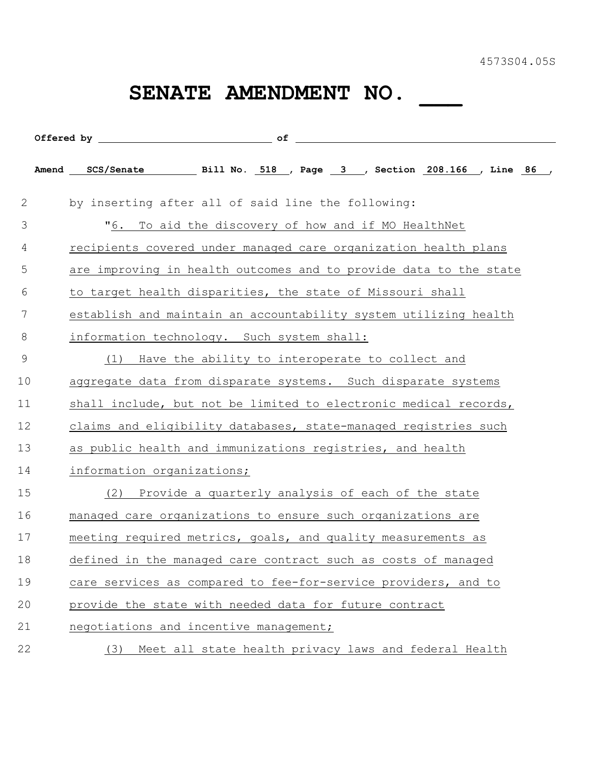4573S04.05S

# SENATE AMENDMENT NO. ___

**Offered by** ______________________ **of** ______________________

**Amend** SCS/Senate **Bill No.** 518 , **Page** 3 , **Section** 208.166 , **Line** 86 ,

by inserting after all of said line the following:

"6. To aid the discovery of how and if MO HealthNet recipients covered under managed care organization health plans are improving in health outcomes and to provide data to the state to target health disparities, the state of Missouri shall establish and maintain an accountability system utilizing health information technology. Such system shall:

(1) Have the ability to interoperate to collect and aggregate data from disparate systems. Such disparate systems shall include, but not be limited to electronic medical records, claims and eligibility databases, state-managed registries such as public health and immunizations registries, and health information organizations;

(2) Provide a quarterly analysis of each of the state managed care organizations to ensure such organizations are meeting required metrics, goals, and quality measurements as defined in the managed care contract such as costs of managed care services as compared to fee-for-service providers, and to provide the state with needed data for future contract negotiations and incentive management;

(3) Meet all state health privacy laws and federal Health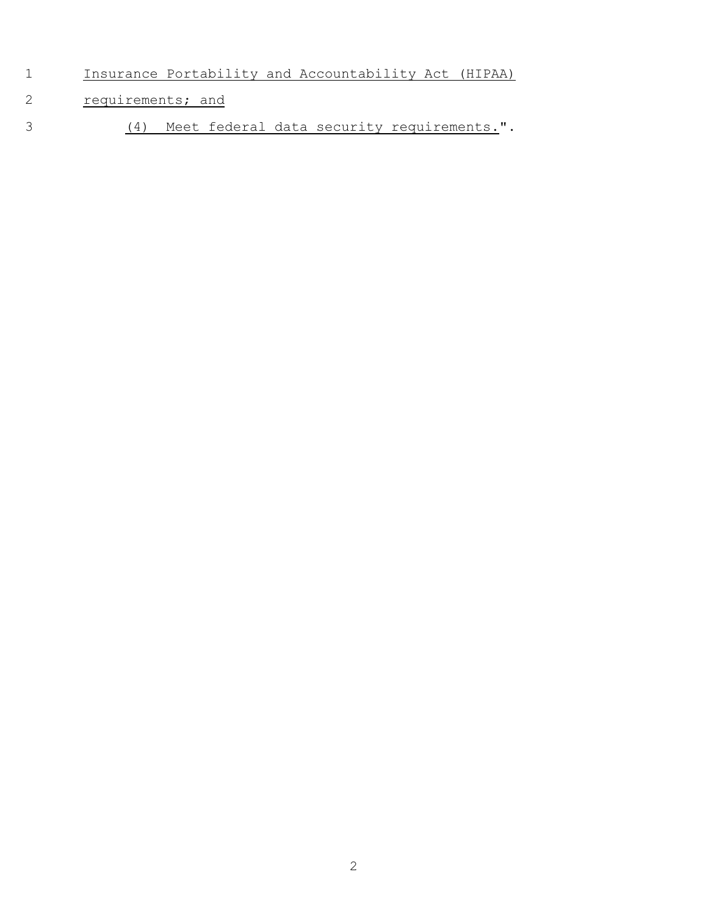Insurance Portability and Accountability Act (HIPAA) requirements; and

(4) Meet federal data security requirements.".